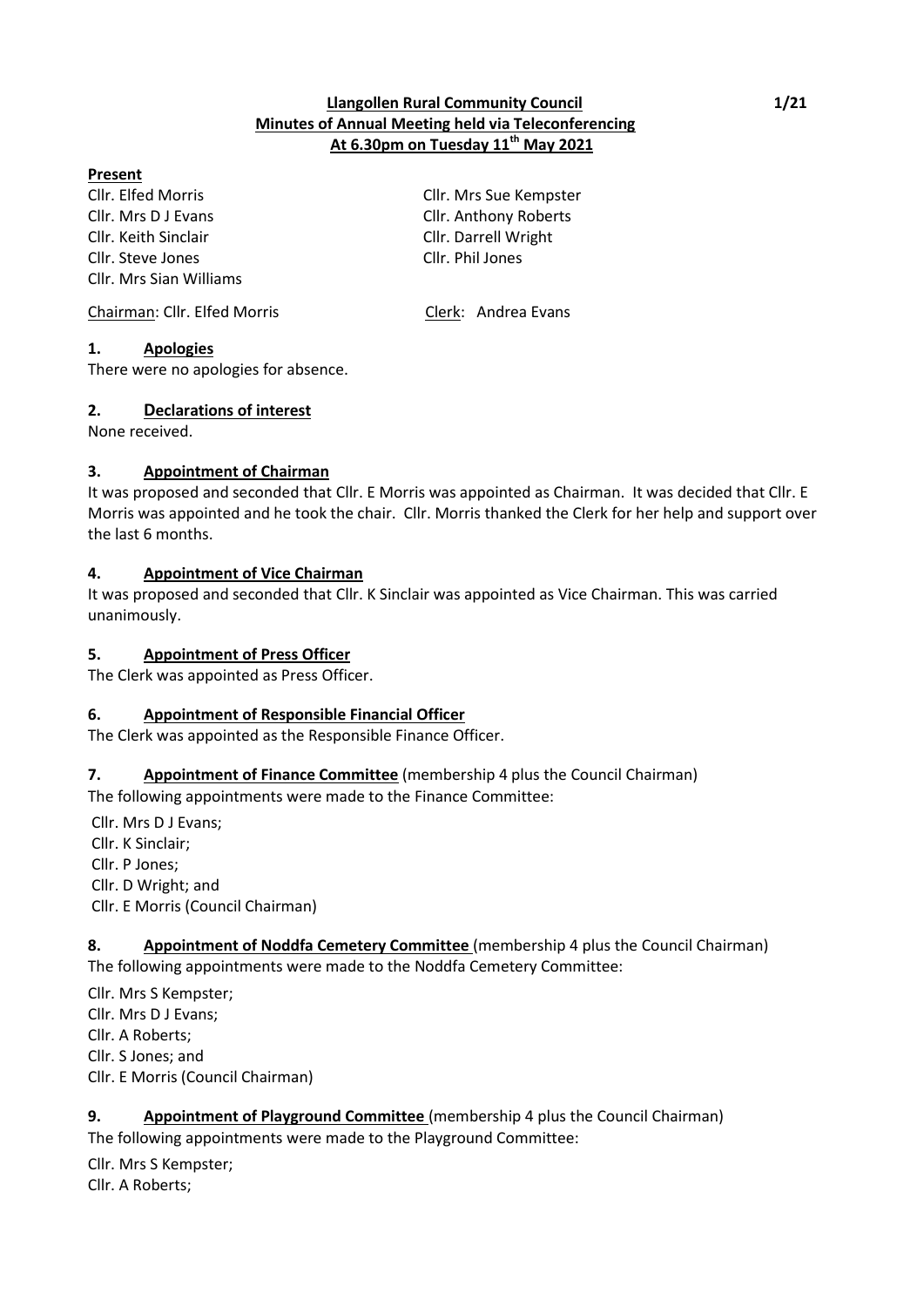# Llangollen Rural Community Council
## Minutes of Annual Meeting held via Teleconferencing
## At 6.30pm on Tuesday 11th May 2021

**Present**

Cllr. Elfed Morris
Cllr. Mrs Sue Kempster
Cllr. Mrs D J Evans
Cllr. Anthony Roberts
Cllr. Keith Sinclair
Cllr. Darrell Wright
Cllr. Steve Jones
Cllr. Phil Jones
Cllr. Mrs Sian Williams

Chairman: Cllr. Elfed Morris
Clerk: Andrea Evans

### 1. Apologies

There were no apologies for absence.

### 2. Declarations of interest

None received.

### 3. Appointment of Chairman

It was proposed and seconded that Cllr. E Morris was appointed as Chairman. It was decided that Cllr. E Morris was appointed and he took the chair. Cllr. Morris thanked the Clerk for her help and support over the last 6 months.

### 4. Appointment of Vice Chairman

It was proposed and seconded that Cllr. K Sinclair was appointed as Vice Chairman. This was carried unanimously.

### 5. Appointment of Press Officer

The Clerk was appointed as Press Officer.

### 6. Appointment of Responsible Financial Officer

The Clerk was appointed as the Responsible Finance Officer.

### 7. Appointment of Finance Committee (membership 4 plus the Council Chairman)

The following appointments were made to the Finance Committee:

Cllr. Mrs D J Evans;
Cllr. K Sinclair;
Cllr. P Jones;
Cllr. D Wright; and
Cllr. E Morris (Council Chairman)

### 8. Appointment of Noddfa Cemetery Committee (membership 4 plus the Council Chairman)

The following appointments were made to the Noddfa Cemetery Committee:

Cllr. Mrs S Kempster;
Cllr. Mrs D J Evans;
Cllr. A Roberts;
Cllr. S Jones; and
Cllr. E Morris (Council Chairman)

### 9. Appointment of Playground Committee (membership 4 plus the Council Chairman)

The following appointments were made to the Playground Committee:

Cllr. Mrs S Kempster;
Cllr. A Roberts;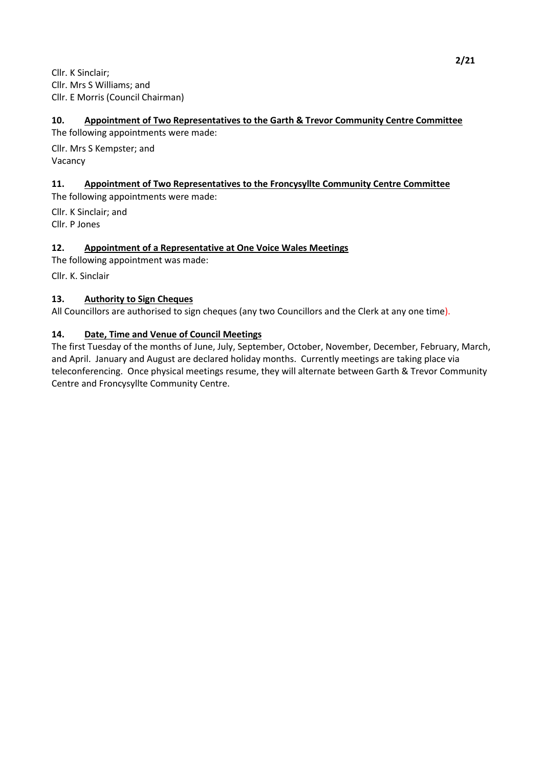Cllr. K Sinclair;
Cllr. Mrs S Williams; and
Cllr. E Morris (Council Chairman)

### 10. Appointment of Two Representatives to the Garth & Trevor Community Centre Committee

The following appointments were made:

Cllr. Mrs S Kempster; and
Vacancy

### 11. Appointment of Two Representatives to the Froncysyllte Community Centre Committee

The following appointments were made:

Cllr. K Sinclair; and
Cllr. P Jones

### 12. Appointment of a Representative at One Voice Wales Meetings

The following appointment was made:

Cllr. K. Sinclair

### 13. Authority to Sign Cheques

All Councillors are authorised to sign cheques (any two Councillors and the Clerk at any one time).

### 14. Date, Time and Venue of Council Meetings

The first Tuesday of the months of June, July, September, October, November, December, February, March, and April. January and August are declared holiday months. Currently meetings are taking place via teleconferencing. Once physical meetings resume, they will alternate between Garth & Trevor Community Centre and Froncysyllte Community Centre.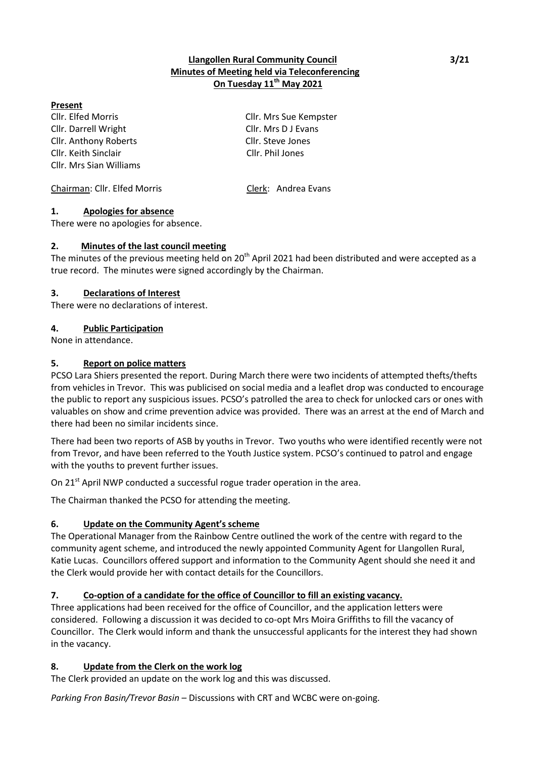**Llangollen Rural Community Council**
**Minutes of Meeting held via Teleconferencing**
**On Tuesday 11th May 2021**

3/21

**Present**

Cllr. Elfed Morris
Cllr. Darrell Wright
Cllr. Anthony Roberts
Cllr. Keith Sinclair
Cllr. Mrs Sian Williams
Cllr. Mrs Sue Kempster
Cllr. Mrs D J Evans
Cllr. Steve Jones
Cllr. Phil Jones

Chairman: Cllr. Elfed Morris

Clerk: Andrea Evans

**1. Apologies for absence**

There were no apologies for absence.

**2. Minutes of the last council meeting**

The minutes of the previous meeting held on 20th April 2021 had been distributed and were accepted as a true record. The minutes were signed accordingly by the Chairman.

**3. Declarations of Interest**

There were no declarations of interest.

**4. Public Participation**

None in attendance.

**5. Report on police matters**

PCSO Lara Shiers presented the report. During March there were two incidents of attempted thefts/thefts from vehicles in Trevor. This was publicised on social media and a leaflet drop was conducted to encourage the public to report any suspicious issues. PCSO's patrolled the area to check for unlocked cars or ones with valuables on show and crime prevention advice was provided. There was an arrest at the end of March and there had been no similar incidents since.

There had been two reports of ASB by youths in Trevor. Two youths who were identified recently were not from Trevor, and have been referred to the Youth Justice system. PCSO's continued to patrol and engage with the youths to prevent further issues.

On 21st April NWP conducted a successful rogue trader operation in the area.

The Chairman thanked the PCSO for attending the meeting.

**6. Update on the Community Agent's scheme**

The Operational Manager from the Rainbow Centre outlined the work of the centre with regard to the community agent scheme, and introduced the newly appointed Community Agent for Llangollen Rural, Katie Lucas. Councillors offered support and information to the Community Agent should she need it and the Clerk would provide her with contact details for the Councillors.

**7. Co-option of a candidate for the office of Councillor to fill an existing vacancy.**

Three applications had been received for the office of Councillor, and the application letters were considered. Following a discussion it was decided to co-opt Mrs Moira Griffiths to fill the vacancy of Councillor. The Clerk would inform and thank the unsuccessful applicants for the interest they had shown in the vacancy.

**8. Update from the Clerk on the work log**

The Clerk provided an update on the work log and this was discussed.

*Parking Fron Basin/Trevor Basin* – Discussions with CRT and WCBC were on-going.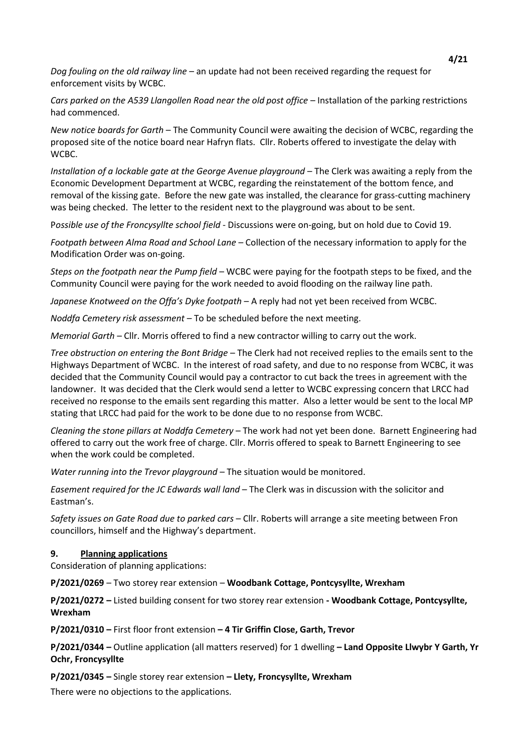*Dog fouling on the old railway line* – an update had not been received regarding the request for enforcement visits by WCBC.

*Cars parked on the A539 Llangollen Road near the old post office* – Installation of the parking restrictions had commenced.

*New notice boards for Garth* – The Community Council were awaiting the decision of WCBC, regarding the proposed site of the notice board near Hafryn flats. Cllr. Roberts offered to investigate the delay with WCBC.

*Installation of a lockable gate at the George Avenue playground* – The Clerk was awaiting a reply from the Economic Development Department at WCBC, regarding the reinstatement of the bottom fence, and removal of the kissing gate. Before the new gate was installed, the clearance for grass-cutting machinery was being checked. The letter to the resident next to the playground was about to be sent.

P*ossible use of the Froncysyllte school field* - Discussions were on-going, but on hold due to Covid 19.

*Footpath between Alma Road and School Lane* – Collection of the necessary information to apply for the Modification Order was on-going.

*Steps on the footpath near the Pump field* – WCBC were paying for the footpath steps to be fixed, and the Community Council were paying for the work needed to avoid flooding on the railway line path.

*Japanese Knotweed on the Offa's Dyke footpath* – A reply had not yet been received from WCBC.

*Noddfa Cemetery risk assessment* – To be scheduled before the next meeting.

*Memorial Garth* – Cllr. Morris offered to find a new contractor willing to carry out the work.

*Tree obstruction on entering the Bont Bridge* – The Clerk had not received replies to the emails sent to the Highways Department of WCBC. In the interest of road safety, and due to no response from WCBC, it was decided that the Community Council would pay a contractor to cut back the trees in agreement with the landowner. It was decided that the Clerk would send a letter to WCBC expressing concern that LRCC had received no response to the emails sent regarding this matter. Also a letter would be sent to the local MP stating that LRCC had paid for the work to be done due to no response from WCBC.

*Cleaning the stone pillars at Noddfa Cemetery* – The work had not yet been done. Barnett Engineering had offered to carry out the work free of charge. Cllr. Morris offered to speak to Barnett Engineering to see when the work could be completed.

*Water running into the Trevor playground* – The situation would be monitored.

*Easement required for the JC Edwards wall land* – The Clerk was in discussion with the solicitor and Eastman's.

*Safety issues on Gate Road due to parked cars* – Cllr. Roberts will arrange a site meeting between Fron councillors, himself and the Highway's department.

## 9. Planning applications

Consideration of planning applications:

**P/2021/0269** – Two storey rear extension – **Woodbank Cottage, Pontcysyllte, Wrexham**

**P/2021/0272 –** Listed building consent for two storey rear extension **- Woodbank Cottage, Pontcysyllte, Wrexham**

**P/2021/0310 –** First floor front extension **– 4 Tir Griffin Close, Garth, Trevor**

**P/2021/0344 –** Outline application (all matters reserved) for 1 dwelling **– Land Opposite Llwybr Y Garth, Yr Ochr, Froncysyllte**

**P/2021/0345 –** Single storey rear extension **– Llety, Froncysyllte, Wrexham**

There were no objections to the applications.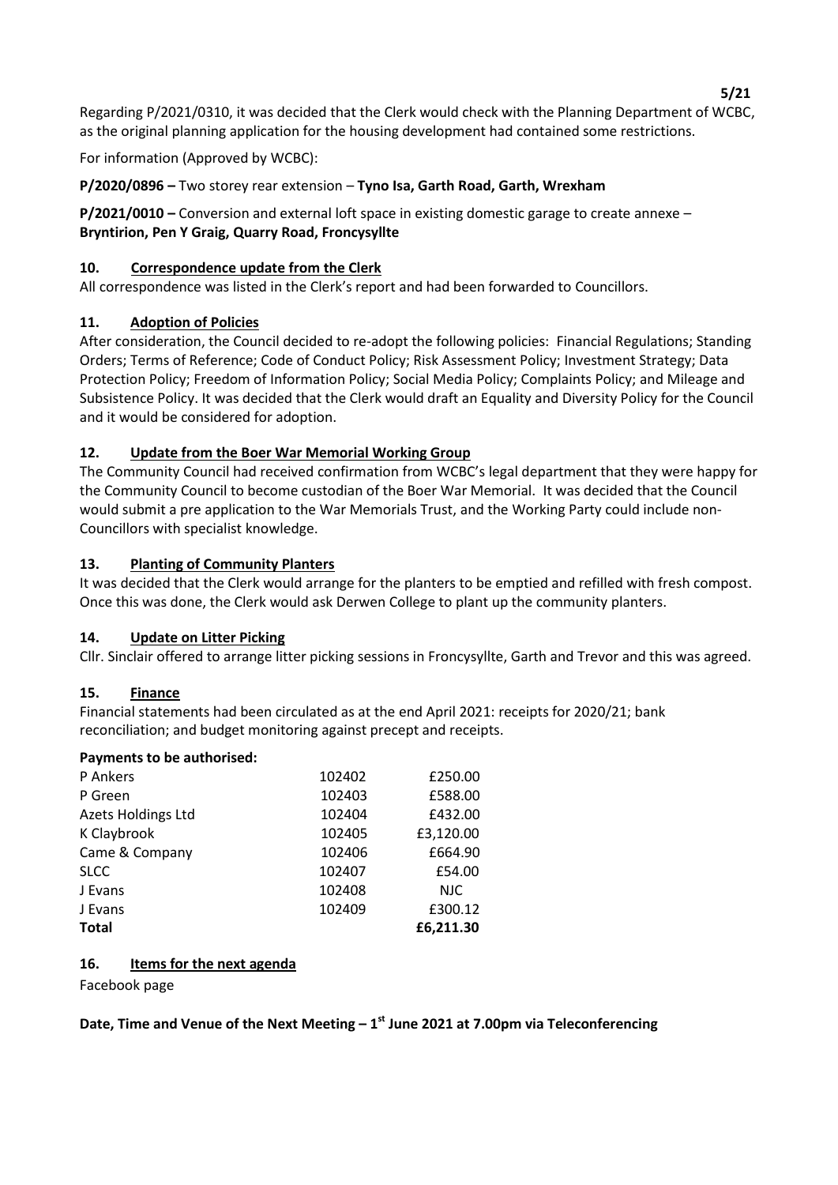Regarding P/2021/0310, it was decided that the Clerk would check with the Planning Department of WCBC, as the original planning application for the housing development had contained some restrictions.

For information (Approved by WCBC):

**P/2020/0896 –** Two storey rear extension – **Tyno Isa, Garth Road, Garth, Wrexham**

**P/2021/0010 –** Conversion and external loft space in existing domestic garage to create annexe – **Bryntirion, Pen Y Graig, Quarry Road, Froncysyllte**

## 10. Correspondence update from the Clerk

All correspondence was listed in the Clerk's report and had been forwarded to Councillors.

## 11. Adoption of Policies

After consideration, the Council decided to re-adopt the following policies: Financial Regulations; Standing Orders; Terms of Reference; Code of Conduct Policy; Risk Assessment Policy; Investment Strategy; Data Protection Policy; Freedom of Information Policy; Social Media Policy; Complaints Policy; and Mileage and Subsistence Policy. It was decided that the Clerk would draft an Equality and Diversity Policy for the Council and it would be considered for adoption.

## 12. Update from the Boer War Memorial Working Group

The Community Council had received confirmation from WCBC's legal department that they were happy for the Community Council to become custodian of the Boer War Memorial. It was decided that the Council would submit a pre application to the War Memorials Trust, and the Working Party could include non-Councillors with specialist knowledge.

## 13. Planting of Community Planters

It was decided that the Clerk would arrange for the planters to be emptied and refilled with fresh compost. Once this was done, the Clerk would ask Derwen College to plant up the community planters.

## 14. Update on Litter Picking

Cllr. Sinclair offered to arrange litter picking sessions in Froncysyllte, Garth and Trevor and this was agreed.

## 15. Finance

Financial statements had been circulated as at the end April 2021: receipts for 2020/21; bank reconciliation; and budget monitoring against precept and receipts.

**Payments to be authorised:**

| | | |
|---|---|---|
| P Ankers | 102402 | £250.00 |
| P Green | 102403 | £588.00 |
| Azets Holdings Ltd | 102404 | £432.00 |
| K Claybrook | 102405 | £3,120.00 |
| Came & Company | 102406 | £664.90 |
| SLCC | 102407 | £54.00 |
| J Evans | 102408 | NJC |
| J Evans | 102409 | £300.12 |
| **Total** | | **£6,211.30** |

## 16. Items for the next agenda

Facebook page

**Date, Time and Venue of the Next Meeting – 1st June 2021 at 7.00pm via Teleconferencing**